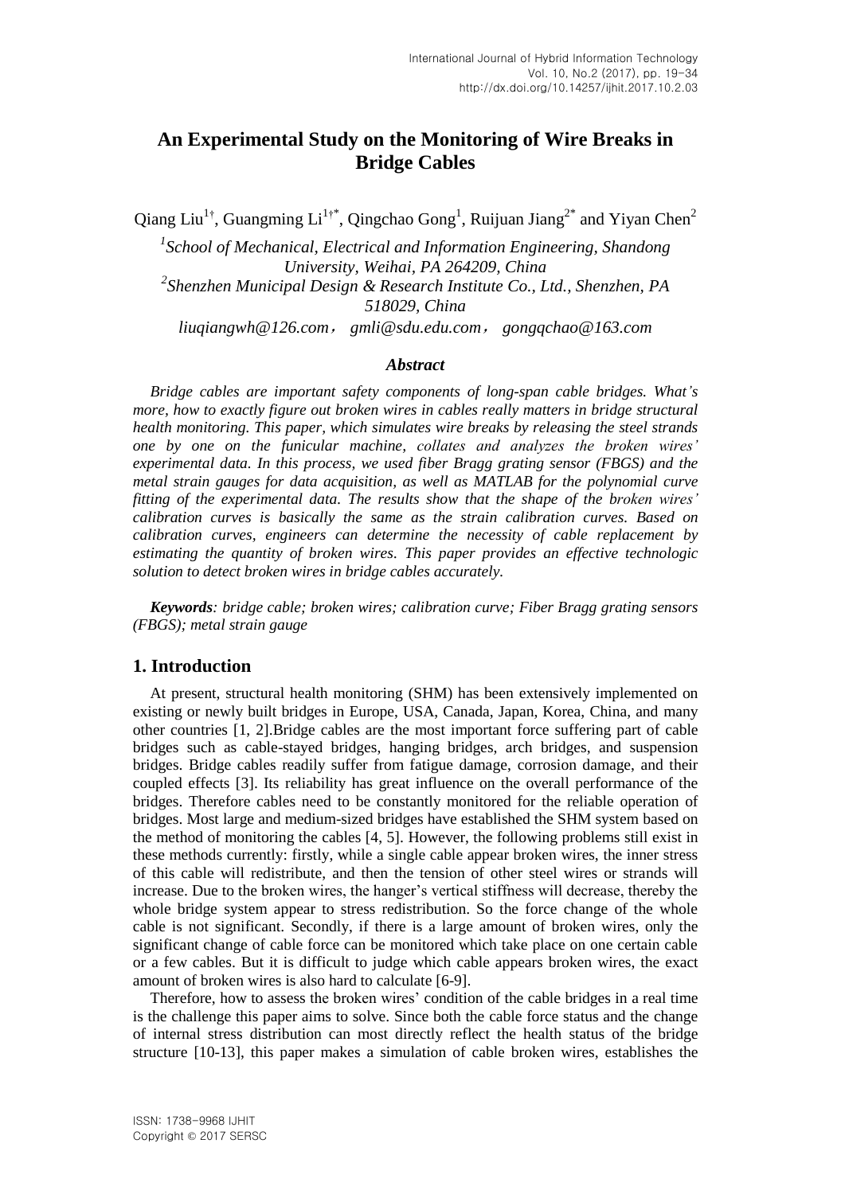# An Experimental Study on the Monitoring of Wire Breaks in Bridge Cables

Qiang Liu[1†], Guangming Li[1†*], Qingchao Gong[1], Ruijuan Jiang[2*] and Yiyan Chen[2]

[1]*School of Mechanical, Electrical and Information Engineering, Shandong University, Weihai, PA 264209, China*

[2]*Shenzhen Municipal Design & Research Institute Co., Ltd., Shenzhen, PA 518029, China*

*liuqiangwh@126.com， gmli@sdu.edu.com， gongqchao@163.com*

### *Abstract*

*Bridge cables are important safety components of long-span cable bridges. What's more, how to exactly figure out broken wires in cables really matters in bridge structural health monitoring. This paper, which simulates wire breaks by releasing the steel strands one by one on the funicular machine, collates and analyzes the broken wires' experimental data. In this process, we used fiber Bragg grating sensor (FBGS) and the metal strain gauges for data acquisition, as well as MATLAB for the polynomial curve fitting of the experimental data. The results show that the shape of the broken wires' calibration curves is basically the same as the strain calibration curves. Based on calibration curves, engineers can determine the necessity of cable replacement by estimating the quantity of broken wires. This paper provides an effective technologic solution to detect broken wires in bridge cables accurately.*

***Keywords****: bridge cable; broken wires; calibration curve; Fiber Bragg grating sensors (FBGS); metal strain gauge*

## 1. Introduction

At present, structural health monitoring (SHM) has been extensively implemented on existing or newly built bridges in Europe, USA, Canada, Japan, Korea, China, and many other countries [1, 2].Bridge cables are the most important force suffering part of cable bridges such as cable-stayed bridges, hanging bridges, arch bridges, and suspension bridges. Bridge cables readily suffer from fatigue damage, corrosion damage, and their coupled effects [3]. Its reliability has great influence on the overall performance of the bridges. Therefore cables need to be constantly monitored for the reliable operation of bridges. Most large and medium-sized bridges have established the SHM system based on the method of monitoring the cables [4, 5]. However, the following problems still exist in these methods currently: firstly, while a single cable appear broken wires, the inner stress of this cable will redistribute, and then the tension of other steel wires or strands will increase. Due to the broken wires, the hanger's vertical stiffness will decrease, thereby the whole bridge system appear to stress redistribution. So the force change of the whole cable is not significant. Secondly, if there is a large amount of broken wires, only the significant change of cable force can be monitored which take place on one certain cable or a few cables. But it is difficult to judge which cable appears broken wires, the exact amount of broken wires is also hard to calculate [6-9].

Therefore, how to assess the broken wires' condition of the cable bridges in a real time is the challenge this paper aims to solve. Since both the cable force status and the change of internal stress distribution can most directly reflect the health status of the bridge structure [10-13], this paper makes a simulation of cable broken wires, establishes the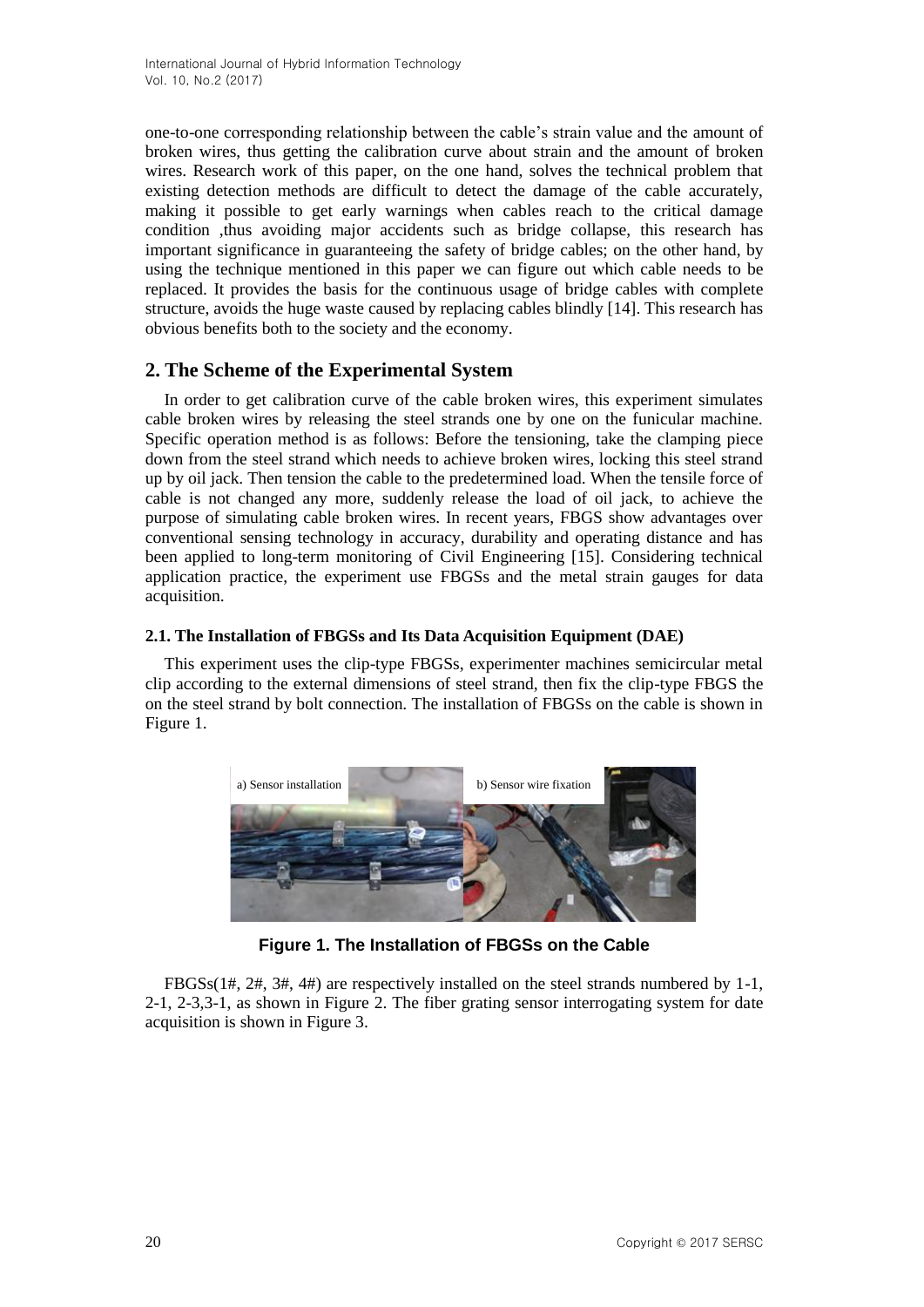one-to-one corresponding relationship between the cable's strain value and the amount of broken wires, thus getting the calibration curve about strain and the amount of broken wires. Research work of this paper, on the one hand, solves the technical problem that existing detection methods are difficult to detect the damage of the cable accurately, making it possible to get early warnings when cables reach to the critical damage condition ,thus avoiding major accidents such as bridge collapse, this research has important significance in guaranteeing the safety of bridge cables; on the other hand, by using the technique mentioned in this paper we can figure out which cable needs to be replaced. It provides the basis for the continuous usage of bridge cables with complete structure, avoids the huge waste caused by replacing cables blindly [14]. This research has obvious benefits both to the society and the economy.

## 2. The Scheme of the Experimental System

In order to get calibration curve of the cable broken wires, this experiment simulates cable broken wires by releasing the steel strands one by one on the funicular machine. Specific operation method is as follows: Before the tensioning, take the clamping piece down from the steel strand which needs to achieve broken wires, locking this steel strand up by oil jack. Then tension the cable to the predetermined load. When the tensile force of cable is not changed any more, suddenly release the load of oil jack, to achieve the purpose of simulating cable broken wires. In recent years, FBGS show advantages over conventional sensing technology in accuracy, durability and operating distance and has been applied to long-term monitoring of Civil Engineering [15]. Considering technical application practice, the experiment use FBGSs and the metal strain gauges for data acquisition.

### 2.1. The Installation of FBGSs and Its Data Acquisition Equipment (DAE)

This experiment uses the clip-type FBGSs, experimenter machines semicircular metal clip according to the external dimensions of steel strand, then fix the clip-type FBGS the on the steel strand by bolt connection. The installation of FBGSs on the cable is shown in Figure 1.

a) Sensor installation b) Sensor wire fixation

**Figure 1. The Installation of FBGSs on the Cable**

FBGSs(1#, 2#, 3#, 4#) are respectively installed on the steel strands numbered by 1-1, 2-1, 2-3,3-1, as shown in Figure 2. The fiber grating sensor interrogating system for date acquisition is shown in Figure 3.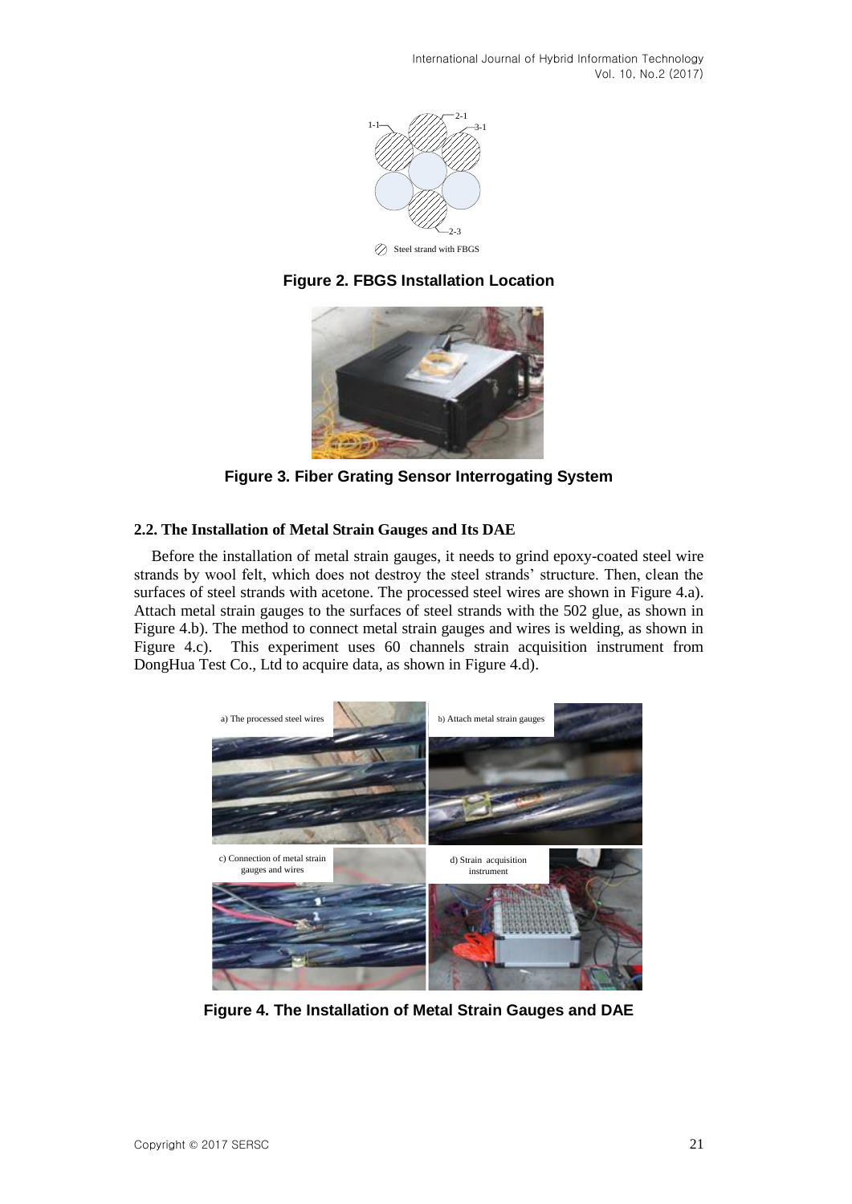Figure 2. FBGS Installation Location

Figure 3. Fiber Grating Sensor Interrogating System

### 2.2. The Installation of Metal Strain Gauges and Its DAE

Before the installation of metal strain gauges, it needs to grind epoxy-coated steel wire strands by wool felt, which does not destroy the steel strands' structure. Then, clean the surfaces of steel strands with acetone. The processed steel wires are shown in Figure 4.a). Attach metal strain gauges to the surfaces of steel strands with the 502 glue, as shown in Figure 4.b). The method to connect metal strain gauges and wires is welding, as shown in Figure 4.c). This experiment uses 60 channels strain acquisition instrument from DongHua Test Co., Ltd to acquire data, as shown in Figure 4.d).

Figure 4. The Installation of Metal Strain Gauges and DAE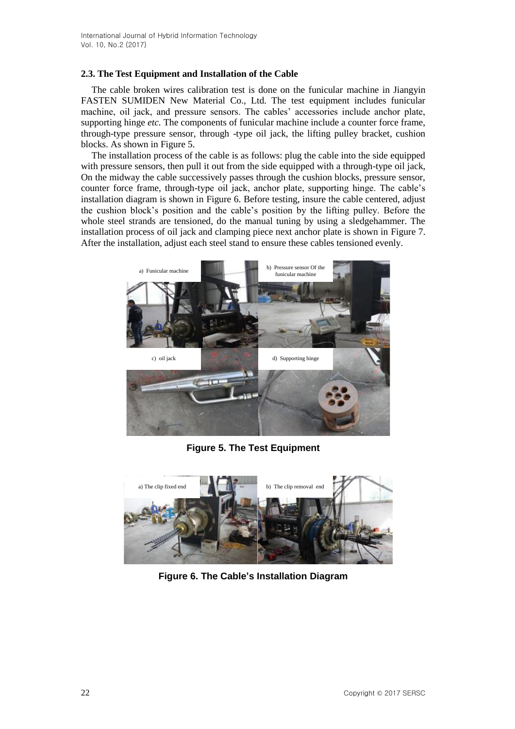### 2.3. The Test Equipment and Installation of the Cable

The cable broken wires calibration test is done on the funicular machine in Jiangyin FASTEN SUMIDEN New Material Co., Ltd. The test equipment includes funicular machine, oil jack, and pressure sensors. The cables' accessories include anchor plate, supporting hinge *etc.* The components of funicular machine include a counter force frame, through-type pressure sensor, through -type oil jack, the lifting pulley bracket, cushion blocks. As shown in Figure 5.

The installation process of the cable is as follows: plug the cable into the side equipped with pressure sensors, then pull it out from the side equipped with a through-type oil jack, On the midway the cable successively passes through the cushion blocks, pressure sensor, counter force frame, through-type oil jack, anchor plate, supporting hinge. The cable's installation diagram is shown in Figure 6. Before testing, insure the cable centered, adjust the cushion block's position and the cable's position by the lifting pulley. Before the whole steel strands are tensioned, do the manual tuning by using a sledgehammer. The installation process of oil jack and clamping piece next anchor plate is shown in Figure 7. After the installation, adjust each steel stand to ensure these cables tensioned evenly.

a) Funicular machine b) Pressure sensor Of the funicular machine c) oil jack d) Supporting hinge

**Figure 5. The Test Equipment**

a) The clip fixed end b) The clip removal end

**Figure 6. The Cable's Installation Diagram**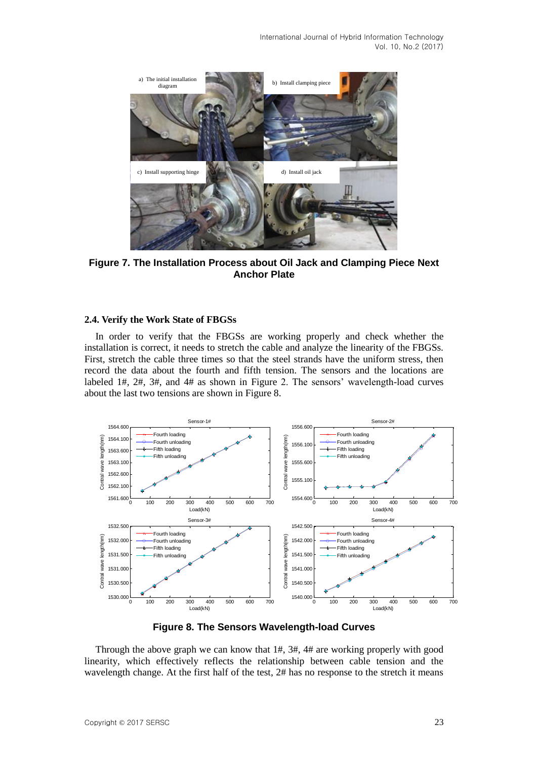**Figure 7. The Installation Process about Oil Jack and Clamping Piece Next Anchor Plate**

### 2.4. Verify the Work State of FBGSs

In order to verify that the FBGSs are working properly and check whether the installation is correct, it needs to stretch the cable and analyze the linearity of the FBGSs. First, stretch the cable three times so that the steel strands have the uniform stress, then record the data about the fourth and fifth tension. The sensors and the locations are labeled 1#, 2#, 3#, and 4# as shown in Figure 2. The sensors' wavelength-load curves about the last two tensions are shown in Figure 8.

**Figure 8. The Sensors Wavelength-load Curves**

Through the above graph we can know that 1#, 3#, 4# are working properly with good linearity, which effectively reflects the relationship between cable tension and the wavelength change. At the first half of the test, 2# has no response to the stretch it means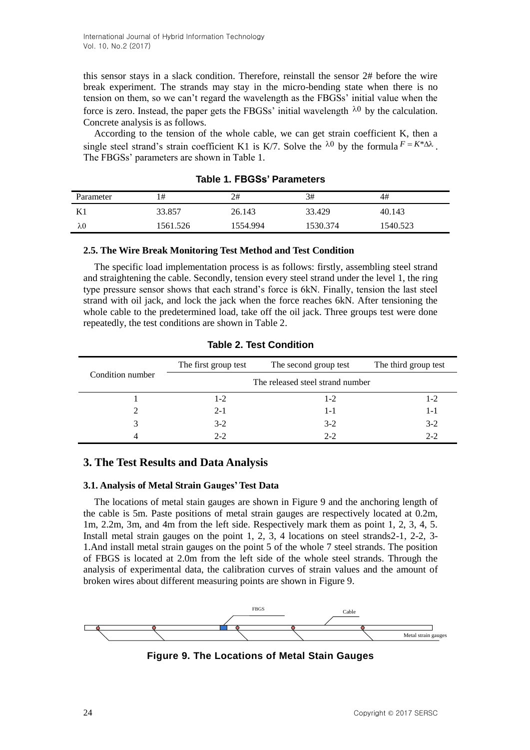this sensor stays in a slack condition. Therefore, reinstall the sensor 2# before the wire break experiment. The strands may stay in the micro-bending state when there is no tension on them, so we can't regard the wavelength as the FBGSs' initial value when the force is zero. Instead, the paper gets the FBGSs' initial wavelength $\lambda 0$ by the calculation. Concrete analysis is as follows.

According to the tension of the whole cable, we can get strain coefficient K, then a single steel strand's strain coefficient K1 is K/7. Solve the $\lambda 0$ by the formula $F = K^{*}\Delta\lambda$. The FBGSs' parameters are shown in Table 1.

**Table 1. FBGSs' Parameters**

| Parameter | 1# | 2# | 3# | 4# |
|---|---|---|---|---|
| K1 | 33.857 | 26.143 | 33.429 | 40.143 |
| $\lambda 0$ | 1561.526 | 1554.994 | 1530.374 | 1540.523 |

### 2.5. The Wire Break Monitoring Test Method and Test Condition

The specific load implementation process is as follows: firstly, assembling steel strand and straightening the cable. Secondly, tension every steel strand under the level 1, the ring type pressure sensor shows that each strand's force is 6kN. Finally, tension the last steel strand with oil jack, and lock the jack when the force reaches 6kN. After tensioning the whole cable to the predetermined load, take off the oil jack. Three groups test were done repeatedly, the test conditions are shown in Table 2.

**Table 2. Test Condition**

| Condition number | The first group test | The second group test | The third group test |
|---|---|---|---|
| | The released steel strand number | | |
| 1 | 1-2 | 1-2 | 1-2 |
| 2 | 2-1 | 1-1 | 1-1 |
| 3 | 3-2 | 3-2 | 3-2 |
| 4 | 2-2 | 2-2 | 2-2 |

## 3. The Test Results and Data Analysis

### 3.1. Analysis of Metal Strain Gauges' Test Data

The locations of metal stain gauges are shown in Figure 9 and the anchoring length of the cable is 5m. Paste positions of metal strain gauges are respectively located at 0.2m, 1m, 2.2m, 3m, and 4m from the left side. Respectively mark them as point 1, 2, 3, 4, 5. Install metal strain gauges on the point 1, 2, 3, 4 locations on steel strands2-1, 2-2, 3-1.And install metal strain gauges on the point 5 of the whole 7 steel strands. The position of FBGS is located at 2.0m from the left side of the whole steel strands. Through the analysis of experimental data, the calibration curves of strain values and the amount of broken wires about different measuring points are shown in Figure 9.

FBGS

Cable

Metal strain gauges

**Figure 9. The Locations of Metal Stain Gauges**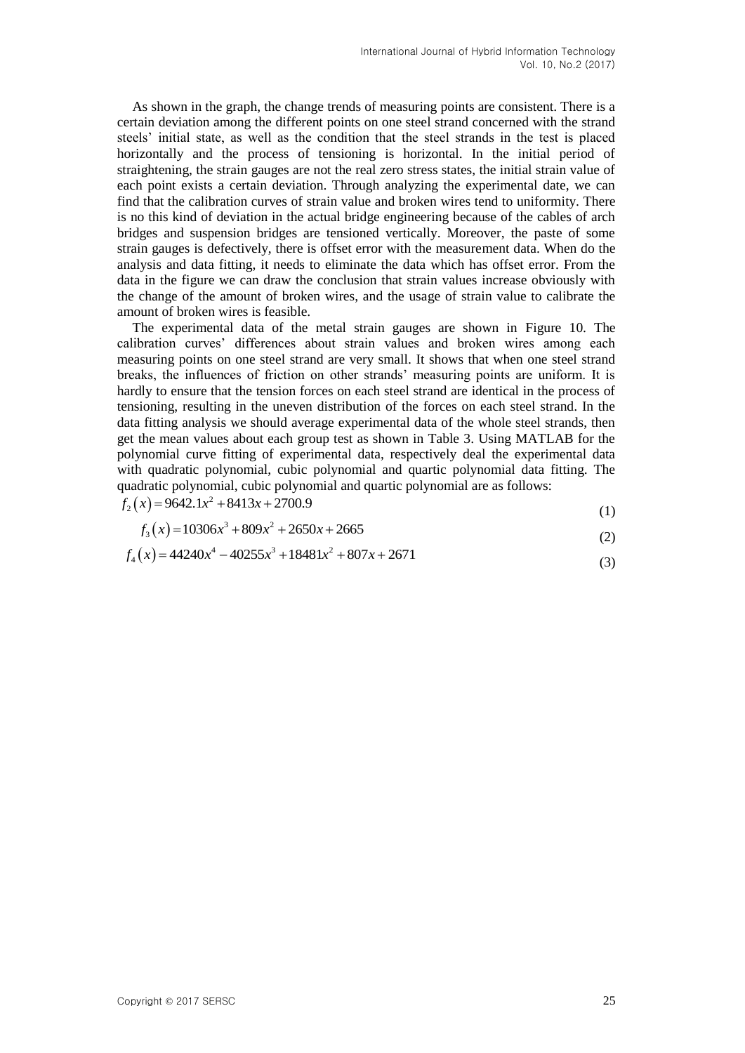As shown in the graph, the change trends of measuring points are consistent. There is a certain deviation among the different points on one steel strand concerned with the strand steels' initial state, as well as the condition that the steel strands in the test is placed horizontally and the process of tensioning is horizontal. In the initial period of straightening, the strain gauges are not the real zero stress states, the initial strain value of each point exists a certain deviation. Through analyzing the experimental date, we can find that the calibration curves of strain value and broken wires tend to uniformity. There is no this kind of deviation in the actual bridge engineering because of the cables of arch bridges and suspension bridges are tensioned vertically. Moreover, the paste of some strain gauges is defectively, there is offset error with the measurement data. When do the analysis and data fitting, it needs to eliminate the data which has offset error. From the data in the figure we can draw the conclusion that strain values increase obviously with the change of the amount of broken wires, and the usage of strain value to calibrate the amount of broken wires is feasible.

The experimental data of the metal strain gauges are shown in Figure 10. The calibration curves' differences about strain values and broken wires among each measuring points on one steel strand are very small. It shows that when one steel strand breaks, the influences of friction on other strands' measuring points are uniform. It is hardly to ensure that the tension forces on each steel strand are identical in the process of tensioning, resulting in the uneven distribution of the forces on each steel strand. In the data fitting analysis we should average experimental data of the whole steel strands, then get the mean values about each group test as shown in Table 3. Using MATLAB for the polynomial curve fitting of experimental data, respectively deal the experimental data with quadratic polynomial, cubic polynomial and quartic polynomial data fitting. The quadratic polynomial, cubic polynomial and quartic polynomial are as follows:

$$f_2(x) = 9642.1x^2 + 8413x + 2700.9 \tag{1}$$

$$f_3(x) = 10306x^3 + 809x^2 + 2650x + 2665 \tag{2}$$

$$f_4(x) = 44240x^4 - 40255x^3 + 18481x^2 + 807x + 2671 \tag{3}$$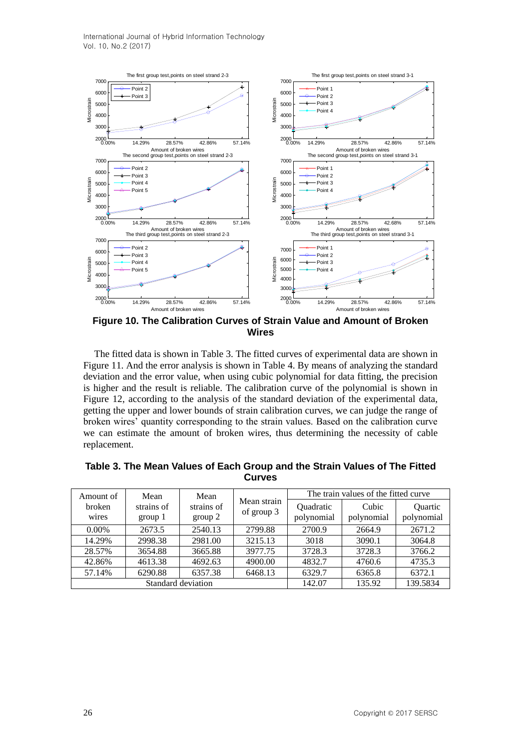**Figure 10. The Calibration Curves of Strain Value and Amount of Broken Wires**

The fitted data is shown in Table 3. The fitted curves of experimental data are shown in Figure 11. And the error analysis is shown in Table 4. By means of analyzing the standard deviation and the error value, when using cubic polynomial for data fitting, the precision is higher and the result is reliable. The calibration curve of the polynomial is shown in Figure 12, according to the analysis of the standard deviation of the experimental data, getting the upper and lower bounds of strain calibration curves, we can judge the range of broken wires' quantity corresponding to the strain values. Based on the calibration curve we can estimate the amount of broken wires, thus determining the necessity of cable replacement.

**Table 3. The Mean Values of Each Group and the Strain Values of The Fitted Curves**

| Amount of broken wires | Mean strains of group 1 | Mean strains of group 2 | Mean strain of group 3 | The train values of the fitted curve | | |
|---|---|---|---|---|---|---|
| | | | | Quadratic polynomial | Cubic polynomial | Quartic polynomial |
| 0.00% | 2673.5 | 2540.13 | 2799.88 | 2700.9 | 2664.9 | 2671.2 |
| 14.29% | 2998.38 | 2981.00 | 3215.13 | 3018 | 3090.1 | 3064.8 |
| 28.57% | 3654.88 | 3665.88 | 3977.75 | 3728.3 | 3728.3 | 3766.2 |
| 42.86% | 4613.38 | 4692.63 | 4900.00 | 4832.7 | 4760.6 | 4735.3 |
| 57.14% | 6290.88 | 6357.38 | 6468.13 | 6329.7 | 6365.8 | 6372.1 |
| Standard deviation | | | | 142.07 | 135.92 | 139.5834 |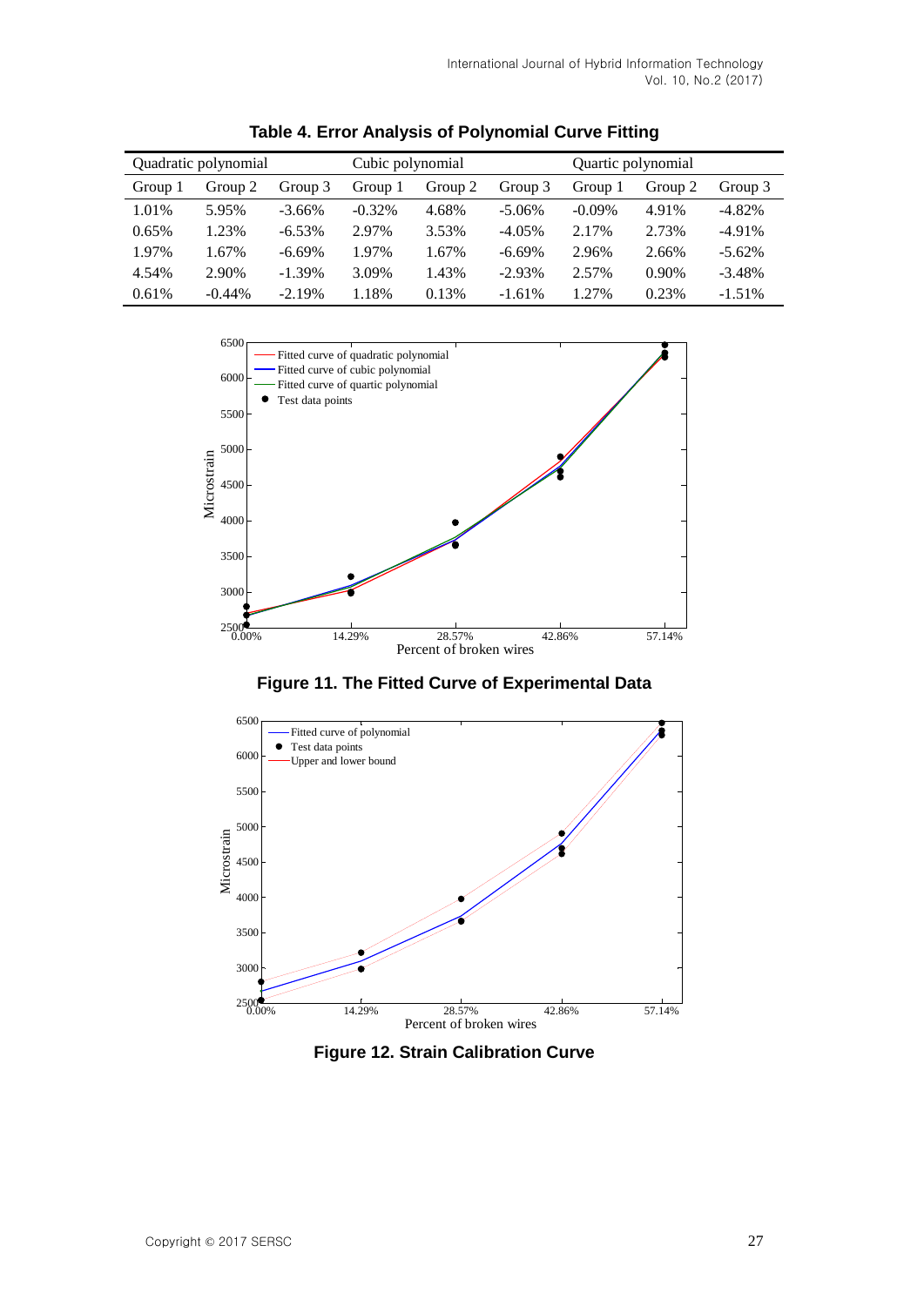**Table 4. Error Analysis of Polynomial Curve Fitting**

| Quadratic polynomial | | | Cubic polynomial | | | Quartic polynomial | | |
|---|---|---|---|---|---|---|---|---|
| Group 1 | Group 2 | Group 3 | Group 1 | Group 2 | Group 3 | Group 1 | Group 2 | Group 3 |
| 1.01% | 5.95% | -3.66% | -0.32% | 4.68% | -5.06% | -0.09% | 4.91% | -4.82% |
| 0.65% | 1.23% | -6.53% | 2.97% | 3.53% | -4.05% | 2.17% | 2.73% | -4.91% |
| 1.97% | 1.67% | -6.69% | 1.97% | 1.67% | -6.69% | 2.96% | 2.66% | -5.62% |
| 4.54% | 2.90% | -1.39% | 3.09% | 1.43% | -2.93% | 2.57% | 0.90% | -3.48% |
| 0.61% | -0.44% | -2.19% | 1.18% | 0.13% | -1.61% | 1.27% | 0.23% | -1.51% |

**Figure 11. The Fitted Curve of Experimental Data**

**Figure 12. Strain Calibration Curve**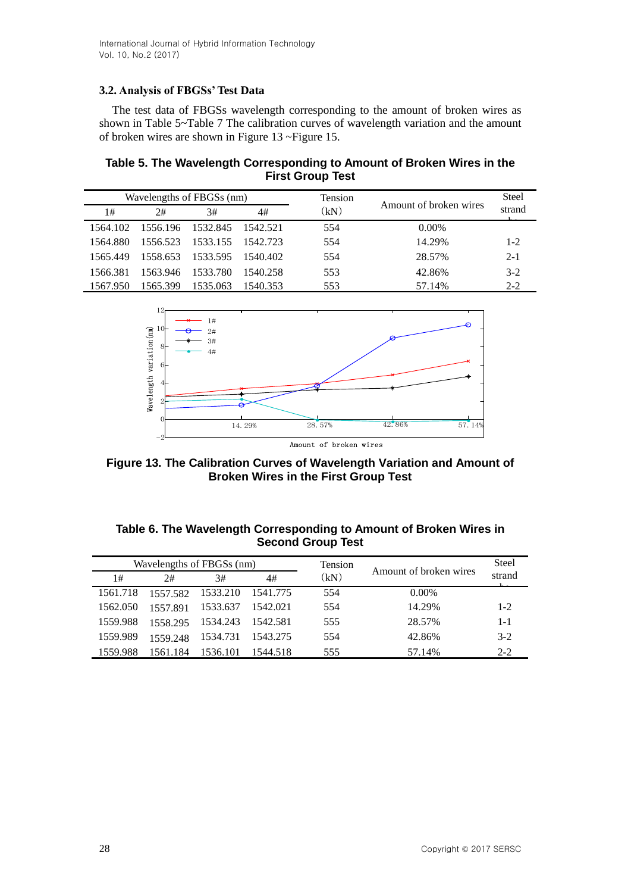### 3.2. Analysis of FBGSs' Test Data

The test data of FBGSs wavelength corresponding to the amount of broken wires as shown in Table 5~Table 7 The calibration curves of wavelength variation and the amount of broken wires are shown in Figure 13 ~Figure 15.

**Table 5. The Wavelength Corresponding to Amount of Broken Wires in the First Group Test**

| Wavelengths of FBGSs (nm) | | | | Tension (kN) | Amount of broken wires | Steel strand |
|---|---|---|---|---|---|---|
| 1# | 2# | 3# | 4# | | | |
| 1564.102 | 1556.196 | 1532.845 | 1542.521 | 554 | 0.00% | |
| 1564.880 | 1556.523 | 1533.155 | 1542.723 | 554 | 14.29% | 1-2 |
| 1565.449 | 1558.653 | 1533.595 | 1540.402 | 554 | 28.57% | 2-1 |
| 1566.381 | 1563.946 | 1533.780 | 1540.258 | 553 | 42.86% | 3-2 |
| 1567.950 | 1565.399 | 1535.063 | 1540.353 | 553 | 57.14% | 2-2 |

**Figure 13. The Calibration Curves of Wavelength Variation and Amount of Broken Wires in the First Group Test**

**Table 6. The Wavelength Corresponding to Amount of Broken Wires in Second Group Test**

| Wavelengths of FBGSs (nm) | | | | Tension (kN) | Amount of broken wires | Steel strand |
|---|---|---|---|---|---|---|
| 1# | 2# | 3# | 4# | | | |
| 1561.718 | 1557.582 | 1533.210 | 1541.775 | 554 | 0.00% | |
| 1562.050 | 1557.891 | 1533.637 | 1542.021 | 554 | 14.29% | 1-2 |
| 1559.988 | 1558.295 | 1534.243 | 1542.581 | 555 | 28.57% | 1-1 |
| 1559.989 | 1559.248 | 1534.731 | 1543.275 | 554 | 42.86% | 3-2 |
| 1559.988 | 1561.184 | 1536.101 | 1544.518 | 555 | 57.14% | 2-2 |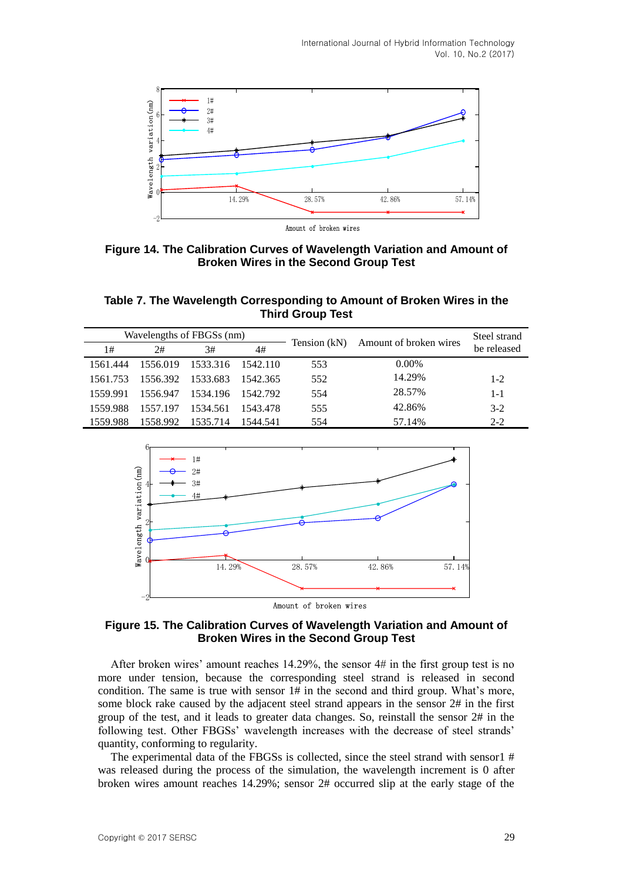Figure 14. The Calibration Curves of Wavelength Variation and Amount of Broken Wires in the Second Group Test

**Table 7. The Wavelength Corresponding to Amount of Broken Wires in the Third Group Test**

| Wavelengths of FBGSs (nm) | | | | Tension (kN) | Amount of broken wires | Steel strand be released |
|---|---|---|---|---|---|---|
| 1# | 2# | 3# | 4# | | | |
| 1561.444 | 1556.019 | 1533.316 | 1542.110 | 553 | 0.00% | |
| 1561.753 | 1556.392 | 1533.683 | 1542.365 | 552 | 14.29% | 1-2 |
| 1559.991 | 1556.947 | 1534.196 | 1542.792 | 554 | 28.57% | 1-1 |
| 1559.988 | 1557.197 | 1534.561 | 1543.478 | 555 | 42.86% | 3-2 |
| 1559.988 | 1558.992 | 1535.714 | 1544.541 | 554 | 57.14% | 2-2 |

Figure 15. The Calibration Curves of Wavelength Variation and Amount of Broken Wires in the Second Group Test

After broken wires' amount reaches 14.29%, the sensor 4# in the first group test is no more under tension, because the corresponding steel strand is released in second condition. The same is true with sensor 1# in the second and third group. What's more, some block rake caused by the adjacent steel strand appears in the sensor 2# in the first group of the test, and it leads to greater data changes. So, reinstall the sensor 2# in the following test. Other FBGSs' wavelength increases with the decrease of steel strands' quantity, conforming to regularity.

The experimental data of the FBGSs is collected, since the steel strand with sensor1 # was released during the process of the simulation, the wavelength increment is 0 after broken wires amount reaches 14.29%; sensor 2# occurred slip at the early stage of the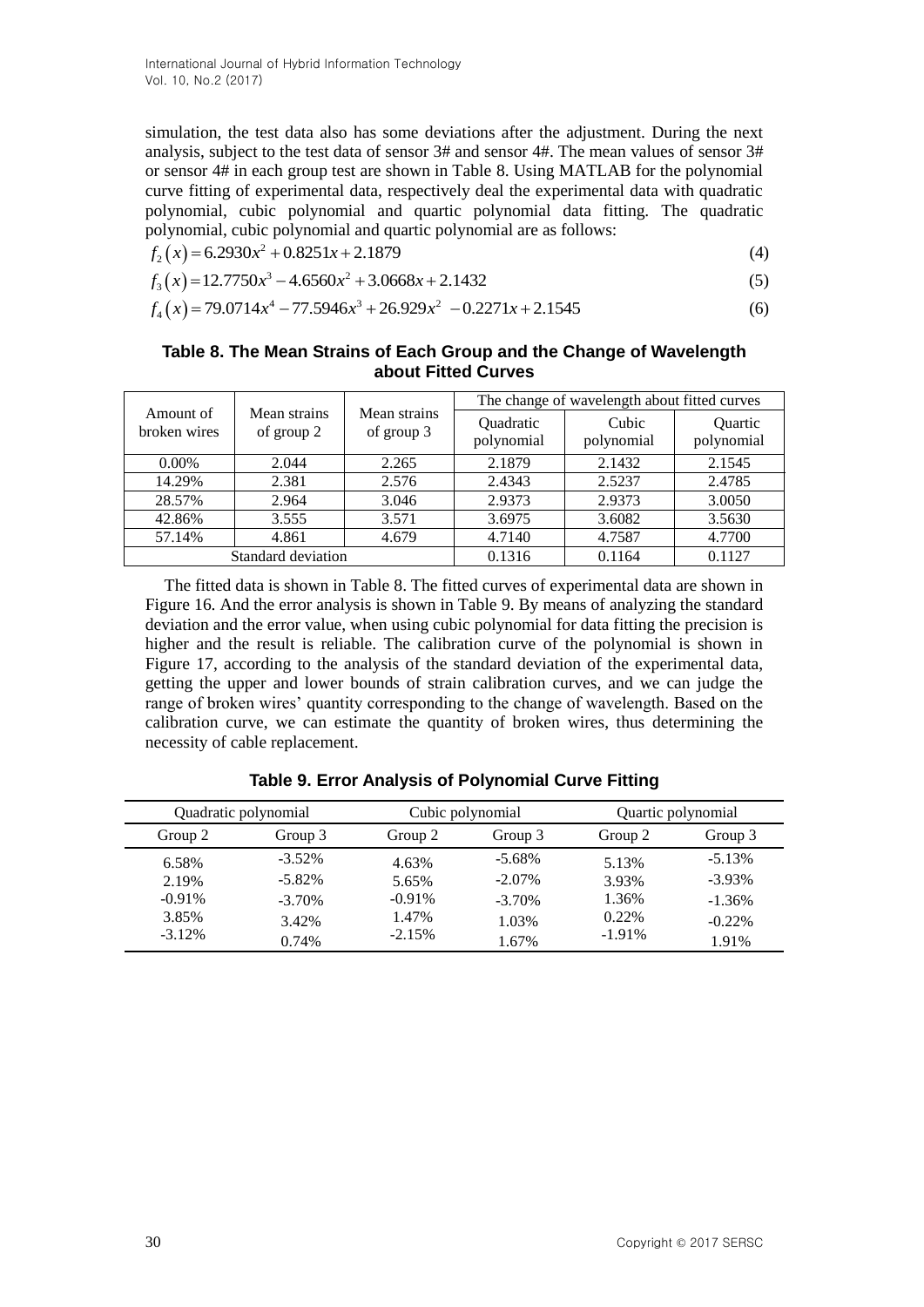simulation, the test data also has some deviations after the adjustment. During the next analysis, subject to the test data of sensor 3# and sensor 4#. The mean values of sensor 3# or sensor 4# in each group test are shown in Table 8. Using MATLAB for the polynomial curve fitting of experimental data, respectively deal the experimental data with quadratic polynomial, cubic polynomial and quartic polynomial data fitting. The quadratic polynomial, cubic polynomial and quartic polynomial are as follows:

$$f_2(x) = 6.2930x^2 + 0.8251x + 2.1879 \tag{4}$$

$$f_3(x) = 12.7750x^3 - 4.6560x^2 + 3.0668x + 2.1432 \tag{5}$$

$$f_4(x) = 79.0714x^4 - 77.5946x^3 + 26.929x^2 - 0.2271x + 2.1545 \tag{6}$$

**Table 8. The Mean Strains of Each Group and the Change of Wavelength about Fitted Curves**

| Amount of broken wires | Mean strains of group 2 | Mean strains of group 3 | The change of wavelength about fitted curves | | |
|---|---|---|---|---|---|
| | | | Quadratic polynomial | Cubic polynomial | Quartic polynomial |
| 0.00% | 2.044 | 2.265 | 2.1879 | 2.1432 | 2.1545 |
| 14.29% | 2.381 | 2.576 | 2.4343 | 2.5237 | 2.4785 |
| 28.57% | 2.964 | 3.046 | 2.9373 | 2.9373 | 3.0050 |
| 42.86% | 3.555 | 3.571 | 3.6975 | 3.6082 | 3.5630 |
| 57.14% | 4.861 | 4.679 | 4.7140 | 4.7587 | 4.7700 |
| Standard deviation | | | 0.1316 | 0.1164 | 0.1127 |

The fitted data is shown in Table 8. The fitted curves of experimental data are shown in Figure 16. And the error analysis is shown in Table 9. By means of analyzing the standard deviation and the error value, when using cubic polynomial for data fitting the precision is higher and the result is reliable. The calibration curve of the polynomial is shown in Figure 17, according to the analysis of the standard deviation of the experimental data, getting the upper and lower bounds of strain calibration curves, and we can judge the range of broken wires' quantity corresponding to the change of wavelength. Based on the calibration curve, we can estimate the quantity of broken wires, thus determining the necessity of cable replacement.

**Table 9. Error Analysis of Polynomial Curve Fitting**

| Quadratic polynomial | | Cubic polynomial | | Quartic polynomial | |
|---|---|---|---|---|---|
| Group 2 | Group 3 | Group 2 | Group 3 | Group 2 | Group 3 |
| 6.58% | -3.52% | 4.63% | -5.68% | 5.13% | -5.13% |
| 2.19% | -5.82% | 5.65% | -2.07% | 3.93% | -3.93% |
| -0.91% | -3.70% | -0.91% | -3.70% | 1.36% | -1.36% |
| 3.85% | 3.42% | 1.47% | 1.03% | 0.22% | -0.22% |
| -3.12% | 0.74% | -2.15% | 1.67% | -1.91% | 1.91% |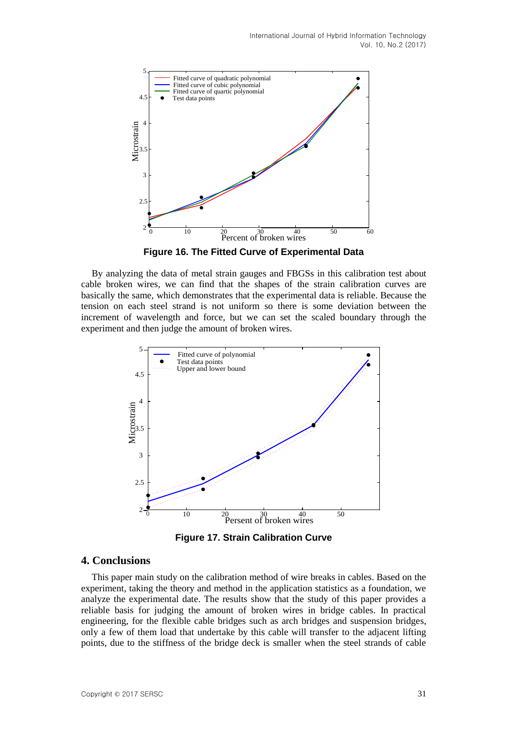Figure 16. The Fitted Curve of Experimental Data

By analyzing the data of metal strain gauges and FBGSs in this calibration test about cable broken wires, we can find that the shapes of the strain calibration curves are basically the same, which demonstrates that the experimental data is reliable. Because the tension on each steel strand is not uniform so there is some deviation between the increment of wavelength and force, but we can set the scaled boundary through the experiment and then judge the amount of broken wires.

Figure 17. Strain Calibration Curve

## 4. Conclusions

This paper main study on the calibration method of wire breaks in cables. Based on the experiment, taking the theory and method in the application statistics as a foundation, we analyze the experimental date. The results show that the study of this paper provides a reliable basis for judging the amount of broken wires in bridge cables. In practical engineering, for the flexible cable bridges such as arch bridges and suspension bridges, only a few of them load that undertake by this cable will transfer to the adjacent lifting points, due to the stiffness of the bridge deck is smaller when the steel strands of cable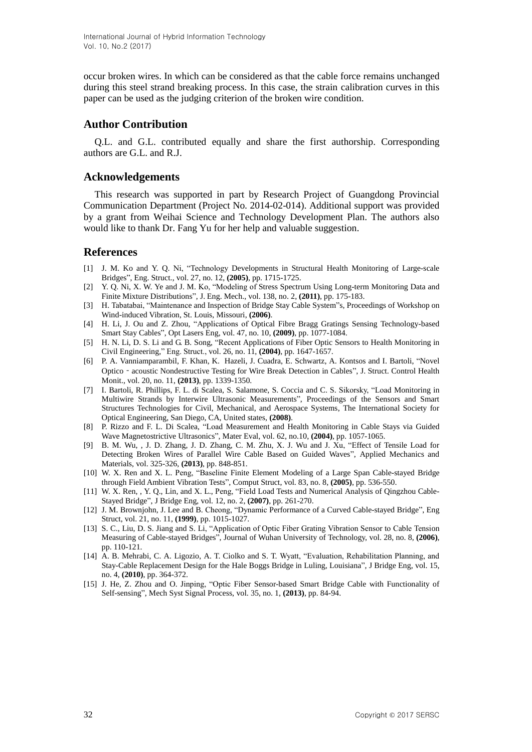occur broken wires. In which can be considered as that the cable force remains unchanged during this steel strand breaking process. In this case, the strain calibration curves in this paper can be used as the judging criterion of the broken wire condition.

## Author Contribution

Q.L. and G.L. contributed equally and share the first authorship. Corresponding authors are G.L. and R.J.

## Acknowledgements

This research was supported in part by Research Project of Guangdong Provincial Communication Department (Project No. 2014-02-014). Additional support was provided by a grant from Weihai Science and Technology Development Plan. The authors also would like to thank Dr. Fang Yu for her help and valuable suggestion.

## References

[1] J. M. Ko and Y. Q. Ni, "Technology Developments in Structural Health Monitoring of Large-scale Bridges", Eng. Struct., vol. 27, no. 12, **(2005)**, pp. 1715-1725.

[2] Y. Q. Ni, X. W. Ye and J. M. Ko, "Modeling of Stress Spectrum Using Long-term Monitoring Data and Finite Mixture Distributions", J. Eng. Mech., vol. 138, no. 2, **(2011)**, pp. 175-183.

[3] H. Tabatabai, "Maintenance and Inspection of Bridge Stay Cable System"s, Proceedings of Workshop on Wind-induced Vibration, St. Louis, Missouri, **(2006)**.

[4] H. Li, J. Ou and Z. Zhou, "Applications of Optical Fibre Bragg Gratings Sensing Technology-based Smart Stay Cables", Opt Lasers Eng, vol. 47, no. 10, **(2009)**, pp. 1077-1084.

[5] H. N. Li, D. S. Li and G. B. Song, "Recent Applications of Fiber Optic Sensors to Health Monitoring in Civil Engineering," Eng. Struct., vol. 26, no. 11, **(2004)**, pp. 1647-1657.

[6] P. A. Vanniamparambil, F. Khan, K. Hazeli, J. Cuadra, E. Schwartz, A. Kontsos and I. Bartoli, "Novel Optico - acoustic Nondestructive Testing for Wire Break Detection in Cables", J. Struct. Control Health Monit., vol. 20, no. 11, **(2013)**, pp. 1339-1350.

[7] I. Bartoli, R. Phillips, F. L. di Scalea, S. Salamone, S. Coccia and C. S. Sikorsky, "Load Monitoring in Multiwire Strands by Interwire Ultrasonic Measurements", Proceedings of the Sensors and Smart Structures Technologies for Civil, Mechanical, and Aerospace Systems, The International Society for Optical Engineering, San Diego, CA, United states, **(2008)**.

[8] P. Rizzo and F. L. Di Scalea, "Load Measurement and Health Monitoring in Cable Stays via Guided Wave Magnetostrictive Ultrasonics", Mater Eval, vol. 62, no.10, **(2004)**, pp. 1057-1065.

[9] B. M. Wu, , J. D. Zhang, J. D. Zhang, C. M. Zhu, X. J. Wu and J. Xu, "Effect of Tensile Load for Detecting Broken Wires of Parallel Wire Cable Based on Guided Waves", Applied Mechanics and Materials, vol. 325-326, **(2013)**, pp. 848-851.

[10] W. X. Ren and X. L. Peng, "Baseline Finite Element Modeling of a Large Span Cable-stayed Bridge through Field Ambient Vibration Tests", Comput Struct, vol. 83, no. 8, **(2005)**, pp. 536-550.

[11] W. X. Ren, , Y. Q., Lin, and X. L., Peng, "Field Load Tests and Numerical Analysis of Qingzhou Cable-Stayed Bridge", J Bridge Eng, vol. 12, no. 2, **(2007)**, pp. 261-270.

[12] J. M. Brownjohn, J. Lee and B. Cheong, "Dynamic Performance of a Curved Cable-stayed Bridge", Eng Struct, vol. 21, no. 11, **(1999)**, pp. 1015-1027.

[13] S. C., Liu, D. S. Jiang and S. Li, "Application of Optic Fiber Grating Vibration Sensor to Cable Tension Measuring of Cable-stayed Bridges", Journal of Wuhan University of Technology, vol. 28, no. 8, **(2006)**, pp. 110-121.

[14] A. B. Mehrabi, C. A. Ligozio, A. T. Ciolko and S. T. Wyatt, "Evaluation, Rehabilitation Planning, and Stay-Cable Replacement Design for the Hale Boggs Bridge in Luling, Louisiana", J Bridge Eng, vol. 15, no. 4, **(2010)**, pp. 364-372.

[15] J. He, Z. Zhou and O. Jinping, "Optic Fiber Sensor-based Smart Bridge Cable with Functionality of Self-sensing", Mech Syst Signal Process, vol. 35, no. 1, **(2013)**, pp. 84-94.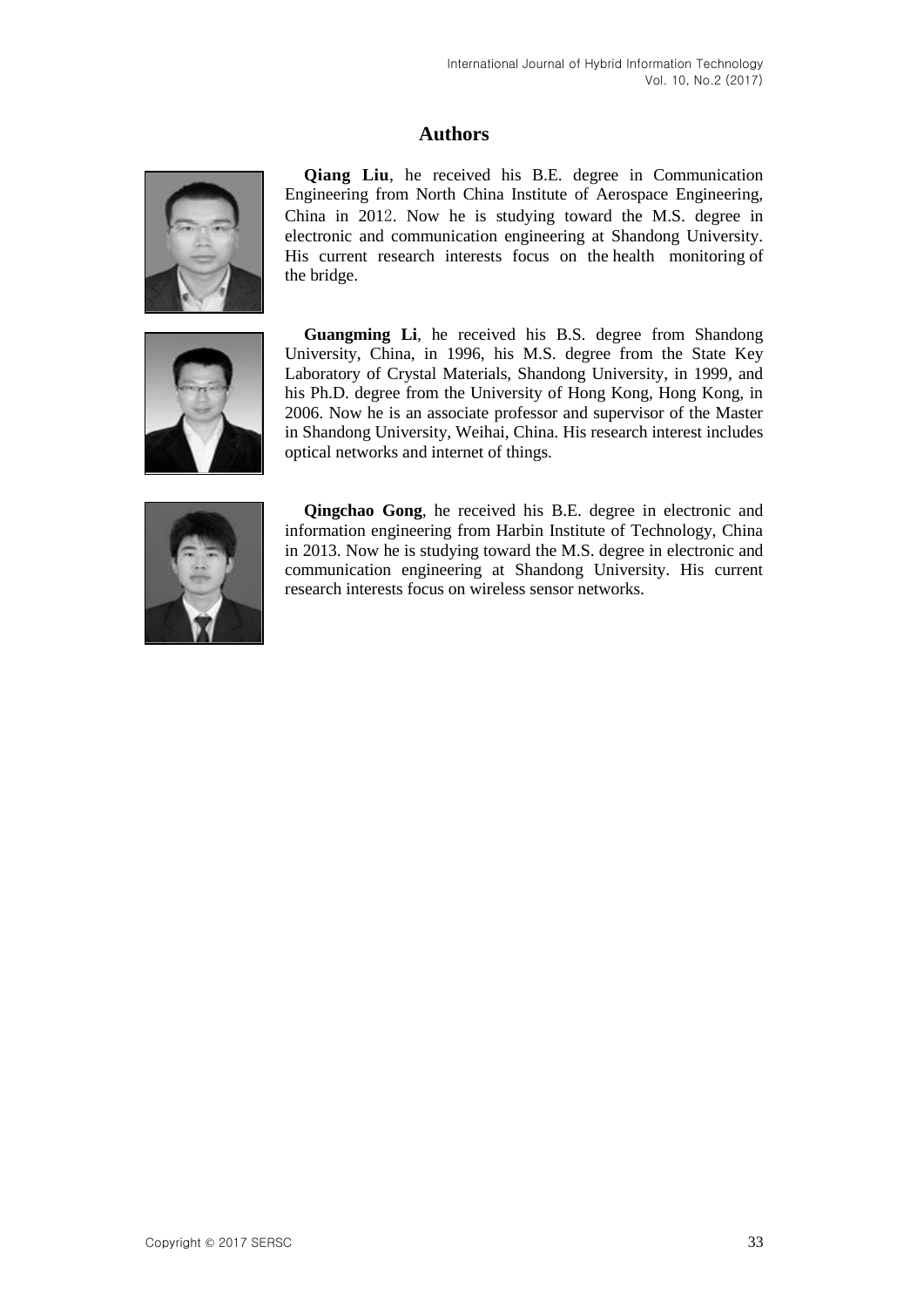## Authors

**Qiang Liu**, he received his B.E. degree in Communication Engineering from North China Institute of Aerospace Engineering, China in 2012. Now he is studying toward the M.S. degree in electronic and communication engineering at Shandong University. His current research interests focus on the health monitoring of the bridge.

**Guangming Li**, he received his B.S. degree from Shandong University, China, in 1996, his M.S. degree from the State Key Laboratory of Crystal Materials, Shandong University, in 1999, and his Ph.D. degree from the University of Hong Kong, Hong Kong, in 2006. Now he is an associate professor and supervisor of the Master in Shandong University, Weihai, China. His research interest includes optical networks and internet of things.

**Qingchao Gong**, he received his B.E. degree in electronic and information engineering from Harbin Institute of Technology, China in 2013. Now he is studying toward the M.S. degree in electronic and communication engineering at Shandong University. His current research interests focus on wireless sensor networks.